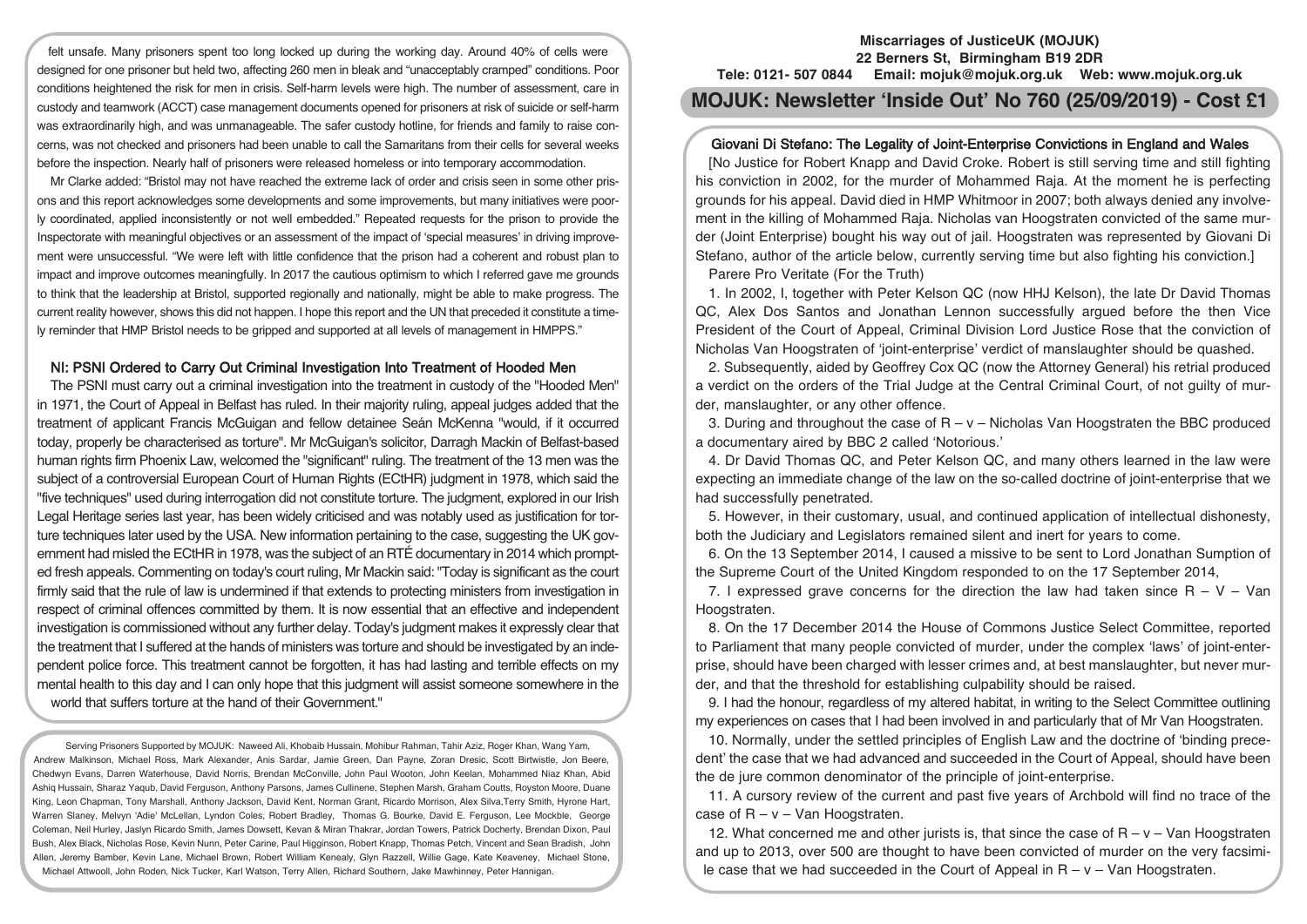felt unsafe. Many prisoners spent too long locked up during the working day. Around 40% of cells were designed for one prisoner but held two, affecting 260 men in bleak and "unacceptably cramped" conditions. Poor conditions heightened the risk for men in crisis. Self-harm levels were high. The number of assessment, care in custody and teamwork (ACCT) case management documents opened for prisoners at risk of suicide or self-harm was extraordinarily high, and was unmanageable. The safer custody hotline, for friends and family to raise concerns, was not checked and prisoners had been unable to call the Samaritans from their cells for several weeks before the inspection. Nearly half of prisoners were released homeless or into temporary accommodation.

Mr Clarke added: "Bristol may not have reached the extreme lack of order and crisis seen in some other prisons and this report acknowledges some developments and some improvements, but many initiatives were poorly coordinated, applied inconsistently or not well embedded." Repeated requests for the prison to provide the Inspectorate with meaningful objectives or an assessment of the impact of 'special measures' in driving improvement were unsuccessful. "We were left with little confidence that the prison had a coherent and robust plan to impact and improve outcomes meaningfully. In 2017 the cautious optimism to which I referred gave me grounds to think that the leadership at Bristol, supported regionally and nationally, might be able to make progress. The current reality however, shows this did not happen. I hope this report and the UN that preceded it constitute a timely reminder that HMP Bristol needs to be gripped and supported at all levels of management in HMPPS."

## NI: PSNI Ordered to Carry Out Criminal Investigation Into Treatment of Hooded Men

The PSNI must carry out a criminal investigation into the treatment in custody of the "Hooded Men" in 1971, the Court of Appeal in Belfast has ruled. In their majority ruling, appeal judges added that the treatment of applicant Francis McGuigan and fellow detainee Seán McKenna "would, if it occurred today, properly be characterised as torture". Mr McGuigan's solicitor, Darragh Mackin of Belfast-based human rights firm Phoenix Law, welcomed the "significant" ruling. The treatment of the 13 men was the subject of a controversial European Court of Human Rights (ECtHR) judgment in 1978, which said the "five techniques" used during interrogation did not constitute torture. The judgment, explored in our Irish Legal Heritage series last year, has been widely criticised and was notably used as justification for torture techniques later used by the USA. New information pertaining to the case, suggesting the UK government had misled the ECtHR in 1978, was the subject of an RTÉ documentary in 2014 which prompted fresh appeals. Commenting on today's court ruling, Mr Mackin said: "Today is significant as the court firmly said that the rule of law is undermined if that extends to protecting ministers from investigation in respect of criminal offences committed by them. It is now essential that an effective and independent investigation is commissioned without any further delay. Today's judgment makes it expressly clear that the treatment that I suffered at the hands of ministers was torture and should be investigated by an independent police force. This treatment cannot be forgotten, it has had lasting and terrible effects on my mental health to this day and I can only hope that this judgment will assist someone somewhere in the world that suffers torture at the hand of their Government."

Serving Prisoners Supported by MOJUK: Naweed Ali, Khobaib Hussain, Mohibur Rahman, Tahir Aziz, Roger Khan, Wang Yam, Andrew Malkinson, Michael Ross, Mark Alexander, Anis Sardar, Jamie Green, Dan Payne, Zoran Dresic, Scott Birtwistle, Jon Beere, Chedwyn Evans, Darren Waterhouse, David Norris, Brendan McConville, John Paul Wooton, John Keelan, Mohammed Niaz Khan, Abid Ashiq Hussain, Sharaz Yaqub, David Ferguson, Anthony Parsons, James Cullinene, Stephen Marsh, Graham Coutts, Royston Moore, Duane King, Leon Chapman, Tony Marshall, Anthony Jackson, David Kent, Norman Grant, Ricardo Morrison, Alex Silva,Terry Smith, Hyrone Hart, Warren Slaney, Melvyn 'Adie' McLellan, Lyndon Coles, Robert Bradley, Thomas G. Bourke, David E. Ferguson, Lee Mockble, George Coleman, Neil Hurley, Jaslyn Ricardo Smith, James Dowsett, Kevan & Miran Thakrar, Jordan Towers, Patrick Docherty, Brendan Dixon, Paul Bush, Alex Black, Nicholas Rose, Kevin Nunn, Peter Carine, Paul Higginson, Robert Knapp, Thomas Petch, Vincent and Sean Bradish, John Allen, Jeremy Bamber, Kevin Lane, Michael Brown, Robert William Kenealy, Glyn Razzell, Willie Gage, Kate Keaveney, Michael Stone, Michael Attwooll, John Roden, Nick Tucker, Karl Watson, Terry Allen, Richard Southern, Jake Mawhinney, Peter Hannigan.

**Miscarriages of JusticeUK (MOJUK)**
**22 Berners St, Birmingham B19 2DR**
**Tele: 0121- 507 0844 Email: mojuk@mojuk.org.uk Web: www.mojuk.org.uk**

# MOJUK: Newsletter 'Inside Out' No 760 (25/09/2019) - Cost £1

## Giovani Di Stefano: The Legality of Joint-Enterprise Convictions in England and Wales

[No Justice for Robert Knapp and David Croke. Robert is still serving time and still fighting his conviction in 2002, for the murder of Mohammed Raja. At the moment he is perfecting grounds for his appeal. David died in HMP Whitmoor in 2007; both always denied any involvement in the killing of Mohammed Raja. Nicholas van Hoogstraten convicted of the same murder (Joint Enterprise) bought his way out of jail. Hoogstraten was represented by Giovani Di Stefano, author of the article below, currently serving time but also fighting his conviction.]

Parere Pro Veritate (For the Truth)

1. In 2002, I, together with Peter Kelson QC (now HHJ Kelson), the late Dr David Thomas QC, Alex Dos Santos and Jonathan Lennon successfully argued before the then Vice President of the Court of Appeal, Criminal Division Lord Justice Rose that the conviction of Nicholas Van Hoogstraten of 'joint-enterprise' verdict of manslaughter should be quashed.

2. Subsequently, aided by Geoffrey Cox QC (now the Attorney General) his retrial produced a verdict on the orders of the Trial Judge at the Central Criminal Court, of not guilty of murder, manslaughter, or any other offence.

3. During and throughout the case of R – v – Nicholas Van Hoogstraten the BBC produced a documentary aired by BBC 2 called 'Notorious.'

4. Dr David Thomas QC, and Peter Kelson QC, and many others learned in the law were expecting an immediate change of the law on the so-called doctrine of joint-enterprise that we had successfully penetrated.

5. However, in their customary, usual, and continued application of intellectual dishonesty, both the Judiciary and Legislators remained silent and inert for years to come.

6. On the 13 September 2014, I caused a missive to be sent to Lord Jonathan Sumption of the Supreme Court of the United Kingdom responded to on the 17 September 2014,

7. I expressed grave concerns for the direction the law had taken since R – V – Van Hoogstraten.

8. On the 17 December 2014 the House of Commons Justice Select Committee, reported to Parliament that many people convicted of murder, under the complex 'laws' of joint-enterprise, should have been charged with lesser crimes and, at best manslaughter, but never murder, and that the threshold for establishing culpability should be raised.

9. I had the honour, regardless of my altered habitat, in writing to the Select Committee outlining my experiences on cases that I had been involved in and particularly that of Mr Van Hoogstraten.

10. Normally, under the settled principles of English Law and the doctrine of 'binding precedent' the case that we had advanced and succeeded in the Court of Appeal, should have been the de jure common denominator of the principle of joint-enterprise.

11. A cursory review of the current and past five years of Archbold will find no trace of the case of R – v – Van Hoogstraten.

12. What concerned me and other jurists is, that since the case of R – v – Van Hoogstraten and up to 2013, over 500 are thought to have been convicted of murder on the very facsimile case that we had succeeded in the Court of Appeal in R – v – Van Hoogstraten.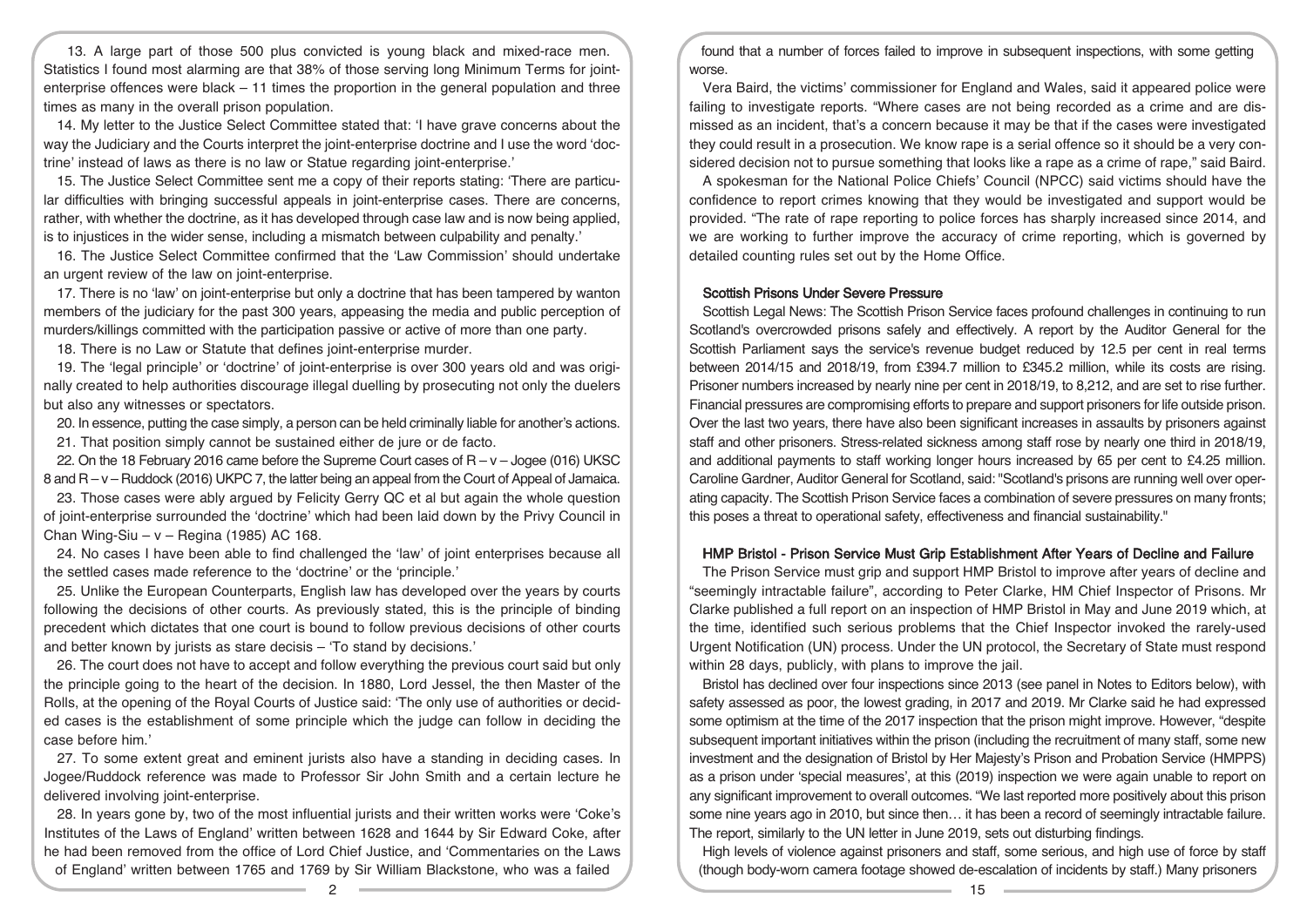13. A large part of those 500 plus convicted is young black and mixed-race men. Statistics I found most alarming are that 38% of those serving long Minimum Terms for joint-enterprise offences were black – 11 times the proportion in the general population and three times as many in the overall prison population.

14. My letter to the Justice Select Committee stated that: 'I have grave concerns about the way the Judiciary and the Courts interpret the joint-enterprise doctrine and I use the word 'doctrine' instead of laws as there is no law or Statue regarding joint-enterprise.'

15. The Justice Select Committee sent me a copy of their reports stating: 'There are particular difficulties with bringing successful appeals in joint-enterprise cases. There are concerns, rather, with whether the doctrine, as it has developed through case law and is now being applied, is to injustices in the wider sense, including a mismatch between culpability and penalty.'

16. The Justice Select Committee confirmed that the 'Law Commission' should undertake an urgent review of the law on joint-enterprise.

17. There is no 'law' on joint-enterprise but only a doctrine that has been tampered by wanton members of the judiciary for the past 300 years, appeasing the media and public perception of murders/killings committed with the participation passive or active of more than one party.

18. There is no Law or Statute that defines joint-enterprise murder.

19. The 'legal principle' or 'doctrine' of joint-enterprise is over 300 years old and was originally created to help authorities discourage illegal duelling by prosecuting not only the duelers but also any witnesses or spectators.

20. In essence, putting the case simply, a person can be held criminally liable for another's actions.

21. That position simply cannot be sustained either de jure or de facto.

22. On the 18 February 2016 came before the Supreme Court cases of R – v – Jogee (016) UKSC 8 and R – v – Ruddock (2016) UKPC 7, the latter being an appeal from the Court of Appeal of Jamaica.

23. Those cases were ably argued by Felicity Gerry QC et al but again the whole question of joint-enterprise surrounded the 'doctrine' which had been laid down by the Privy Council in Chan Wing-Siu – v – Regina (1985) AC 168.

24. No cases I have been able to find challenged the 'law' of joint enterprises because all the settled cases made reference to the 'doctrine' or the 'principle.'

25. Unlike the European Counterparts, English law has developed over the years by courts following the decisions of other courts. As previously stated, this is the principle of binding precedent which dictates that one court is bound to follow previous decisions of other courts and better known by jurists as stare decisis – 'To stand by decisions.'

26. The court does not have to accept and follow everything the previous court said but only the principle going to the heart of the decision. In 1880, Lord Jessel, the then Master of the Rolls, at the opening of the Royal Courts of Justice said: 'The only use of authorities or decided cases is the establishment of some principle which the judge can follow in deciding the case before him.'

27. To some extent great and eminent jurists also have a standing in deciding cases. In Jogee/Ruddock reference was made to Professor Sir John Smith and a certain lecture he delivered involving joint-enterprise.

28. In years gone by, two of the most influential jurists and their written works were 'Coke's Institutes of the Laws of England' written between 1628 and 1644 by Sir Edward Coke, after he had been removed from the office of Lord Chief Justice, and 'Commentaries on the Laws of England' written between 1765 and 1769 by Sir William Blackstone, who was a failed

found that a number of forces failed to improve in subsequent inspections, with some getting worse.

Vera Baird, the victims' commissioner for England and Wales, said it appeared police were failing to investigate reports. "Where cases are not being recorded as a crime and are dismissed as an incident, that's a concern because it may be that if the cases were investigated they could result in a prosecution. We know rape is a serial offence so it should be a very considered decision not to pursue something that looks like a rape as a crime of rape," said Baird.

A spokesman for the National Police Chiefs' Council (NPCC) said victims should have the confidence to report crimes knowing that they would be investigated and support would be provided. "The rate of rape reporting to police forces has sharply increased since 2014, and we are working to further improve the accuracy of crime reporting, which is governed by detailed counting rules set out by the Home Office.

## Scottish Prisons Under Severe Pressure

Scottish Legal News: The Scottish Prison Service faces profound challenges in continuing to run Scotland's overcrowded prisons safely and effectively. A report by the Auditor General for the Scottish Parliament says the service's revenue budget reduced by 12.5 per cent in real terms between 2014/15 and 2018/19, from £394.7 million to £345.2 million, while its costs are rising. Prisoner numbers increased by nearly nine per cent in 2018/19, to 8,212, and are set to rise further. Financial pressures are compromising efforts to prepare and support prisoners for life outside prison. Over the last two years, there have also been significant increases in assaults by prisoners against staff and other prisoners. Stress-related sickness among staff rose by nearly one third in 2018/19, and additional payments to staff working longer hours increased by 65 per cent to £4.25 million. Caroline Gardner, Auditor General for Scotland, said: "Scotland's prisons are running well over operating capacity. The Scottish Prison Service faces a combination of severe pressures on many fronts; this poses a threat to operational safety, effectiveness and financial sustainability."

## HMP Bristol - Prison Service Must Grip Establishment After Years of Decline and Failure

The Prison Service must grip and support HMP Bristol to improve after years of decline and "seemingly intractable failure", according to Peter Clarke, HM Chief Inspector of Prisons. Mr Clarke published a full report on an inspection of HMP Bristol in May and June 2019 which, at the time, identified such serious problems that the Chief Inspector invoked the rarely-used Urgent Notification (UN) process. Under the UN protocol, the Secretary of State must respond within 28 days, publicly, with plans to improve the jail.

Bristol has declined over four inspections since 2013 (see panel in Notes to Editors below), with safety assessed as poor, the lowest grading, in 2017 and 2019. Mr Clarke said he had expressed some optimism at the time of the 2017 inspection that the prison might improve. However, "despite subsequent important initiatives within the prison (including the recruitment of many staff, some new investment and the designation of Bristol by Her Majesty's Prison and Probation Service (HMPPS) as a prison under 'special measures', at this (2019) inspection we were again unable to report on any significant improvement to overall outcomes. "We last reported more positively about this prison some nine years ago in 2010, but since then… it has been a record of seemingly intractable failure. The report, similarly to the UN letter in June 2019, sets out disturbing findings.

High levels of violence against prisoners and staff, some serious, and high use of force by staff (though body-worn camera footage showed de-escalation of incidents by staff.) Many prisoners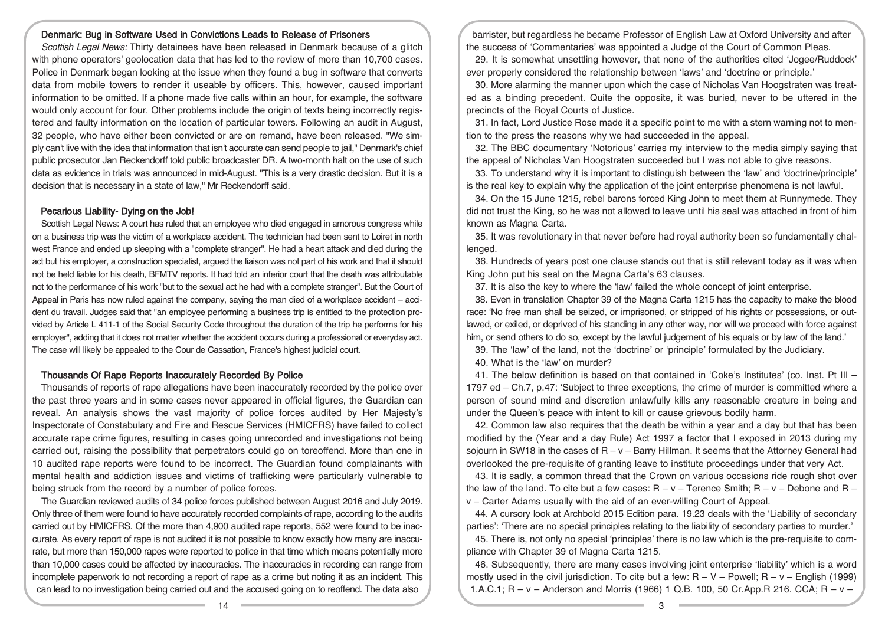## Denmark: Bug in Software Used in Convictions Leads to Release of Prisoners

*Scottish Legal News:* Thirty detainees have been released in Denmark because of a glitch with phone operators' geolocation data that has led to the review of more than 10,700 cases. Police in Denmark began looking at the issue when they found a bug in software that converts data from mobile towers to render it useable by officers. This, however, caused important information to be omitted. If a phone made five calls within an hour, for example, the software would only account for four. Other problems include the origin of texts being incorrectly registered and faulty information on the location of particular towers. Following an audit in August, 32 people, who have either been convicted or are on remand, have been released. "We simply can't live with the idea that information that isn't accurate can send people to jail," Denmark's chief public prosecutor Jan Reckendorff told public broadcaster DR. A two-month halt on the use of such data as evidence in trials was announced in mid-August. "This is a very drastic decision. But it is a decision that is necessary in a state of law," Mr Reckendorff said.

## Pecarious Liability- Dying on the Job!

Scottish Legal News: A court has ruled that an employee who died engaged in amorous congress while on a business trip was the victim of a workplace accident. The technician had been sent to Loiret in north west France and ended up sleeping with a "complete stranger". He had a heart attack and died during the act but his employer, a construction specialist, argued the liaison was not part of his work and that it should not be held liable for his death, BFMTV reports. It had told an inferior court that the death was attributable not to the performance of his work "but to the sexual act he had with a complete stranger". But the Court of Appeal in Paris has now ruled against the company, saying the man died of a workplace accident – accident du travail. Judges said that "an employee performing a business trip is entitled to the protection provided by Article L 411-1 of the Social Security Code throughout the duration of the trip he performs for his employer", adding that it does not matter whether the accident occurs during a professional or everyday act. The case will likely be appealed to the Cour de Cassation, France's highest judicial court.

## Thousands Of Rape Reports Inaccurately Recorded By Police

Thousands of reports of rape allegations have been inaccurately recorded by the police over the past three years and in some cases never appeared in official figures, the Guardian can reveal. An analysis shows the vast majority of police forces audited by Her Majesty's Inspectorate of Constabulary and Fire and Rescue Services (HMICFRS) have failed to collect accurate rape crime figures, resulting in cases going unrecorded and investigations not being carried out, raising the possibility that perpetrators could go on toreoffend. More than one in 10 audited rape reports were found to be incorrect. The Guardian found complainants with mental health and addiction issues and victims of trafficking were particularly vulnerable to being struck from the record by a number of police forces.

The Guardian reviewed audits of 34 police forces published between August 2016 and July 2019. Only three of them were found to have accurately recorded complaints of rape, according to the audits carried out by HMICFRS. Of the more than 4,900 audited rape reports, 552 were found to be inaccurate. As every report of rape is not audited it is not possible to know exactly how many are inaccurate, but more than 150,000 rapes were reported to police in that time which means potentially more than 10,000 cases could be affected by inaccuracies. The inaccuracies in recording can range from incomplete paperwork to not recording a report of rape as a crime but noting it as an incident. This can lead to no investigation being carried out and the accused going on to reoffend. The data also

barrister, but regardless he became Professor of English Law at Oxford University and after the success of 'Commentaries' was appointed a Judge of the Court of Common Pleas.

29. It is somewhat unsettling however, that none of the authorities cited 'Jogee/Ruddock' ever properly considered the relationship between 'laws' and 'doctrine or principle.'

30. More alarming the manner upon which the case of Nicholas Van Hoogstraten was treated as a binding precedent. Quite the opposite, it was buried, never to be uttered in the precincts of the Royal Courts of Justice.

31. In fact, Lord Justice Rose made it a specific point to me with a stern warning not to mention to the press the reasons why we had succeeded in the appeal.

32. The BBC documentary 'Notorious' carries my interview to the media simply saying that the appeal of Nicholas Van Hoogstraten succeeded but I was not able to give reasons.

33. To understand why it is important to distinguish between the 'law' and 'doctrine/principle' is the real key to explain why the application of the joint enterprise phenomena is not lawful.

34. On the 15 June 1215, rebel barons forced King John to meet them at Runnymede. They did not trust the King, so he was not allowed to leave until his seal was attached in front of him known as Magna Carta.

35. It was revolutionary in that never before had royal authority been so fundamentally challenged.

36. Hundreds of years post one clause stands out that is still relevant today as it was when King John put his seal on the Magna Carta's 63 clauses.

37. It is also the key to where the 'law' failed the whole concept of joint enterprise.

38. Even in translation Chapter 39 of the Magna Carta 1215 has the capacity to make the blood race: 'No free man shall be seized, or imprisoned, or stripped of his rights or possessions, or outlawed, or exiled, or deprived of his standing in any other way, nor will we proceed with force against him, or send others to do so, except by the lawful judgement of his equals or by law of the land.'

39. The 'law' of the land, not the 'doctrine' or 'principle' formulated by the Judiciary.

40. What is the 'law' on murder?

41. The below definition is based on that contained in 'Coke's Institutes' (co. Inst. Pt III – 1797 ed – Ch.7, p.47: 'Subject to three exceptions, the crime of murder is committed where a person of sound mind and discretion unlawfully kills any reasonable creature in being and under the Queen's peace with intent to kill or cause grievous bodily harm.

42. Common law also requires that the death be within a year and a day but that has been modified by the (Year and a day Rule) Act 1997 a factor that I exposed in 2013 during my sojourn in SW18 in the cases of R – v – Barry Hillman. It seems that the Attorney General had overlooked the pre-requisite of granting leave to institute proceedings under that very Act.

43. It is sadly, a common thread that the Crown on various occasions ride rough shot over the law of the land. To cite but a few cases: R – v – Terence Smith; R – v – Debone and R – v – Carter Adams usually with the aid of an ever-willing Court of Appeal.

44. A cursory look at Archbold 2015 Edition para. 19.23 deals with the 'Liability of secondary parties': 'There are no special principles relating to the liability of secondary parties to murder.'

45. There is, not only no special 'principles' there is no law which is the pre-requisite to compliance with Chapter 39 of Magna Carta 1215.

46. Subsequently, there are many cases involving joint enterprise 'liability' which is a word mostly used in the civil jurisdiction. To cite but a few: R – V – Powell; R – v – English (1999) 1.A.C.1; R – v – Anderson and Morris (1966) 1 Q.B. 100, 50 Cr.App.R 216. CCA; R – v –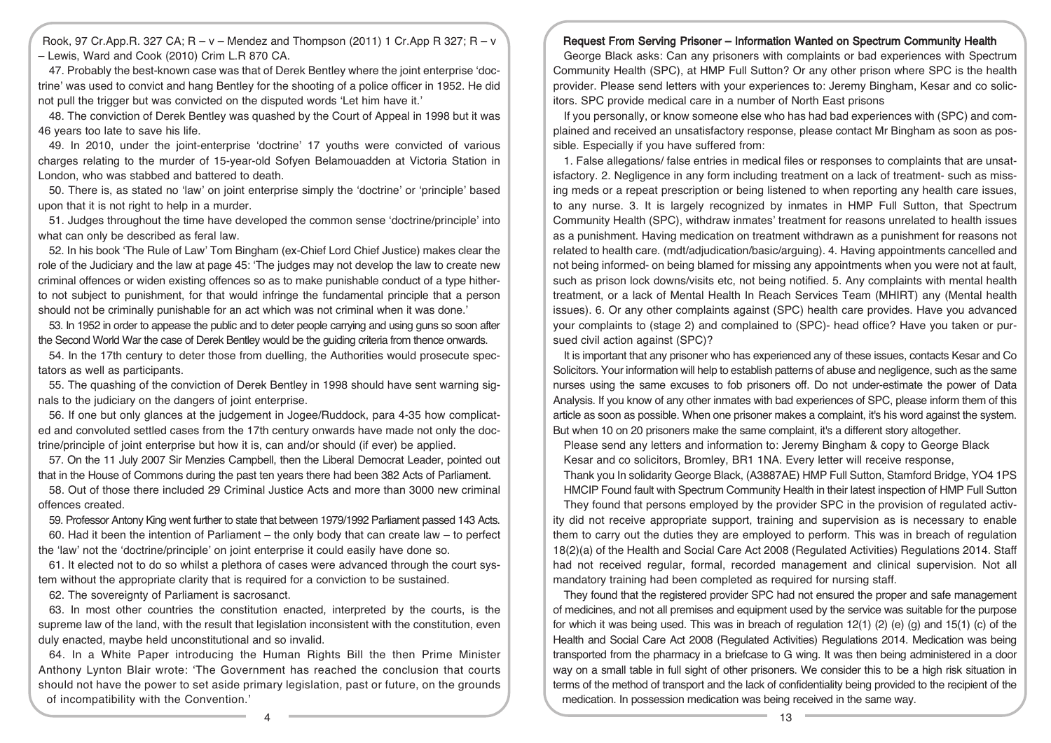Rook, 97 Cr.App.R. 327 CA; R – v – Mendez and Thompson (2011) 1 Cr.App R 327; R – v – Lewis, Ward and Cook (2010) Crim L.R 870 CA.

47. Probably the best-known case was that of Derek Bentley where the joint enterprise 'doctrine' was used to convict and hang Bentley for the shooting of a police officer in 1952. He did not pull the trigger but was convicted on the disputed words 'Let him have it.'

48. The conviction of Derek Bentley was quashed by the Court of Appeal in 1998 but it was 46 years too late to save his life.

49. In 2010, under the joint-enterprise 'doctrine' 17 youths were convicted of various charges relating to the murder of 15-year-old Sofyen Belamouadden at Victoria Station in London, who was stabbed and battered to death.

50. There is, as stated no 'law' on joint enterprise simply the 'doctrine' or 'principle' based upon that it is not right to help in a murder.

51. Judges throughout the time have developed the common sense 'doctrine/principle' into what can only be described as feral law.

52. In his book 'The Rule of Law' Tom Bingham (ex-Chief Lord Chief Justice) makes clear the role of the Judiciary and the law at page 45: 'The judges may not develop the law to create new criminal offences or widen existing offences so as to make punishable conduct of a type hitherto not subject to punishment, for that would infringe the fundamental principle that a person should not be criminally punishable for an act which was not criminal when it was done.'

53. In 1952 in order to appease the public and to deter people carrying and using guns so soon after the Second World War the case of Derek Bentley would be the guiding criteria from thence onwards.

54. In the 17th century to deter those from duelling, the Authorities would prosecute spectators as well as participants.

55. The quashing of the conviction of Derek Bentley in 1998 should have sent warning signals to the judiciary on the dangers of joint enterprise.

56. If one but only glances at the judgement in Jogee/Ruddock, para 4-35 how complicated and convoluted settled cases from the 17th century onwards have made not only the doctrine/principle of joint enterprise but how it is, can and/or should (if ever) be applied.

57. On the 11 July 2007 Sir Menzies Campbell, then the Liberal Democrat Leader, pointed out that in the House of Commons during the past ten years there had been 382 Acts of Parliament.

58. Out of those there included 29 Criminal Justice Acts and more than 3000 new criminal offences created.

59. Professor Antony King went further to state that between 1979/1992 Parliament passed 143 Acts.

60. Had it been the intention of Parliament – the only body that can create law – to perfect the 'law' not the 'doctrine/principle' on joint enterprise it could easily have done so.

61. It elected not to do so whilst a plethora of cases were advanced through the court system without the appropriate clarity that is required for a conviction to be sustained.

62. The sovereignty of Parliament is sacrosanct.

63. In most other countries the constitution enacted, interpreted by the courts, is the supreme law of the land, with the result that legislation inconsistent with the constitution, even duly enacted, maybe held unconstitutional and so invalid.

64. In a White Paper introducing the Human Rights Bill the then Prime Minister Anthony Lynton Blair wrote: 'The Government has reached the conclusion that courts should not have the power to set aside primary legislation, past or future, on the grounds of incompatibility with the Convention.'

## Request From Serving Prisoner – Information Wanted on Spectrum Community Health

George Black asks: Can any prisoners with complaints or bad experiences with Spectrum Community Health (SPC), at HMP Full Sutton? Or any other prison where SPC is the health provider. Please send letters with your experiences to: Jeremy Bingham, Kesar and co solicitors. SPC provide medical care in a number of North East prisons

If you personally, or know someone else who has had bad experiences with (SPC) and complained and received an unsatisfactory response, please contact Mr Bingham as soon as possible. Especially if you have suffered from:

1. False allegations/ false entries in medical files or responses to complaints that are unsatisfactory. 2. Negligence in any form including treatment on a lack of treatment- such as missing meds or a repeat prescription or being listened to when reporting any health care issues, to any nurse. 3. It is largely recognized by inmates in HMP Full Sutton, that Spectrum Community Health (SPC), withdraw inmates' treatment for reasons unrelated to health issues as a punishment. Having medication on treatment withdrawn as a punishment for reasons not related to health care. (mdt/adjudication/basic/arguing). 4. Having appointments cancelled and not being informed- on being blamed for missing any appointments when you were not at fault, such as prison lock downs/visits etc, not being notified. 5. Any complaints with mental health treatment, or a lack of Mental Health In Reach Services Team (MHIRT) any (Mental health issues). 6. Or any other complaints against (SPC) health care provides. Have you advanced your complaints to (stage 2) and complained to (SPC)- head office? Have you taken or pursued civil action against (SPC)?

It is important that any prisoner who has experienced any of these issues, contacts Kesar and Co Solicitors. Your information will help to establish patterns of abuse and negligence, such as the same nurses using the same excuses to fob prisoners off. Do not under-estimate the power of Data Analysis. If you know of any other inmates with bad experiences of SPC, please inform them of this article as soon as possible. When one prisoner makes a complaint, it's his word against the system. But when 10 on 20 prisoners make the same complaint, it's a different story altogether.

Please send any letters and information to: Jeremy Bingham & copy to George Black
Kesar and co solicitors, Bromley, BR1 1NA. Every letter will receive response,

Thank you In solidarity George Black, (A3887AE) HMP Full Sutton, Stamford Bridge, YO4 1PS

HMCIP Found fault with Spectrum Community Health in their latest inspection of HMP Full Sutton

They found that persons employed by the provider SPC in the provision of regulated activity did not receive appropriate support, training and supervision as is necessary to enable them to carry out the duties they are employed to perform. This was in breach of regulation 18(2)(a) of the Health and Social Care Act 2008 (Regulated Activities) Regulations 2014. Staff had not received regular, formal, recorded management and clinical supervision. Not all mandatory training had been completed as required for nursing staff.

They found that the registered provider SPC had not ensured the proper and safe management of medicines, and not all premises and equipment used by the service was suitable for the purpose for which it was being used. This was in breach of regulation 12(1) (2) (e) (g) and 15(1) (c) of the Health and Social Care Act 2008 (Regulated Activities) Regulations 2014. Medication was being transported from the pharmacy in a briefcase to G wing. It was then being administered in a door way on a small table in full sight of other prisoners. We consider this to be a high risk situation in terms of the method of transport and the lack of confidentiality being provided to the recipient of the medication. In possession medication was being received in the same way.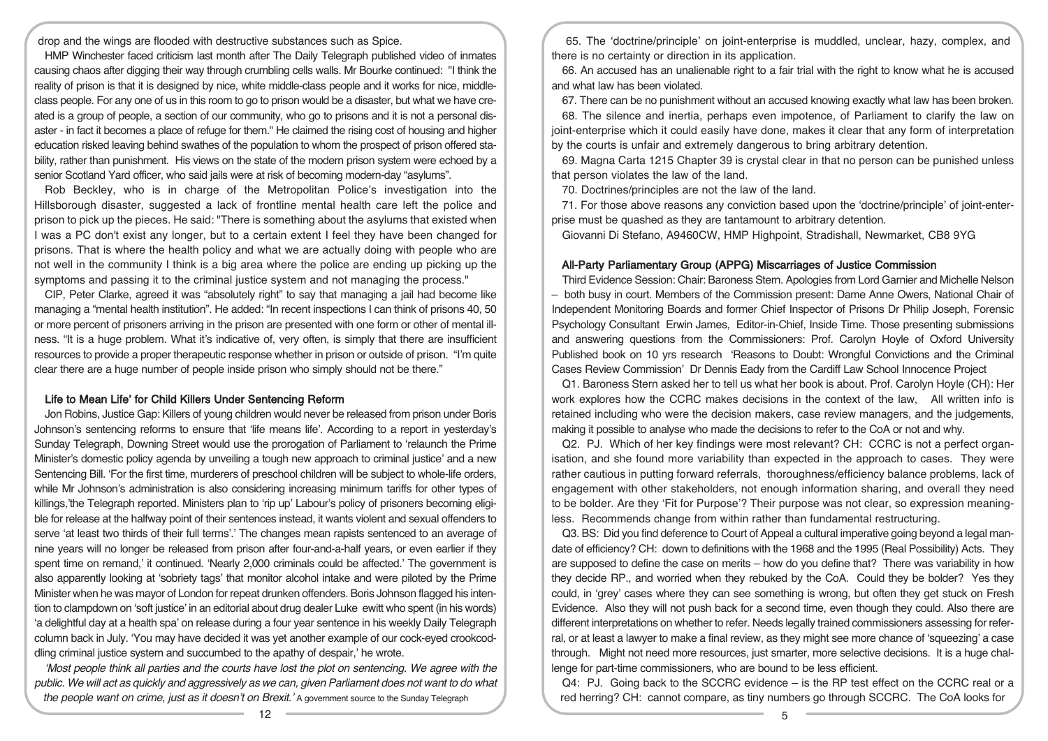drop and the wings are flooded with destructive substances such as Spice.

HMP Winchester faced criticism last month after The Daily Telegraph published video of inmates causing chaos after digging their way through crumbling cells walls. Mr Bourke continued: "I think the reality of prison is that it is designed by nice, white middle-class people and it works for nice, middle-class people. For any one of us in this room to go to prison would be a disaster, but what we have created is a group of people, a section of our community, who go to prisons and it is not a personal disaster - in fact it becomes a place of refuge for them." He claimed the rising cost of housing and higher education risked leaving behind swathes of the population to whom the prospect of prison offered stability, rather than punishment. His views on the state of the modern prison system were echoed by a senior Scotland Yard officer, who said jails were at risk of becoming modern-day "asylums".

Rob Beckley, who is in charge of the Metropolitan Police's investigation into the Hillsborough disaster, suggested a lack of frontline mental health care left the police and prison to pick up the pieces. He said: "There is something about the asylums that existed when I was a PC don't exist any longer, but to a certain extent I feel they have been changed for prisons. That is where the health policy and what we are actually doing with people who are not well in the community I think is a big area where the police are ending up picking up the symptoms and passing it to the criminal justice system and not managing the process."

CIP, Peter Clarke, agreed it was "absolutely right" to say that managing a jail had become like managing a "mental health institution". He added: "In recent inspections I can think of prisons 40, 50 or more percent of prisoners arriving in the prison are presented with one form or other of mental illness. "It is a huge problem. What it's indicative of, very often, is simply that there are insufficient resources to provide a proper therapeutic response whether in prison or outside of prison. "I'm quite clear there are a huge number of people inside prison who simply should not be there."

## Life to Mean Life' for Child Killers Under Sentencing Reform

Jon Robins, Justice Gap: Killers of young children would never be released from prison under Boris Johnson's sentencing reforms to ensure that 'life means life'. According to a report in yesterday's Sunday Telegraph, Downing Street would use the prorogation of Parliament to 'relaunch the Prime Minister's domestic policy agenda by unveiling a tough new approach to criminal justice' and a new Sentencing Bill. 'For the first time, murderers of preschool children will be subject to whole-life orders, while Mr Johnson's administration is also considering increasing minimum tariffs for other types of killings,'the Telegraph reported. Ministers plan to 'rip up' Labour's policy of prisoners becoming eligible for release at the halfway point of their sentences instead, it wants violent and sexual offenders to serve 'at least two thirds of their full terms'.' The changes mean rapists sentenced to an average of nine years will no longer be released from prison after four-and-a-half years, or even earlier if they spent time on remand,' it continued. 'Nearly 2,000 criminals could be affected.' The government is also apparently looking at 'sobriety tags' that monitor alcohol intake and were piloted by the Prime Minister when he was mayor of London for repeat drunken offenders. Boris Johnson flagged his intention to clampdown on 'soft justice' in an editorial about drug dealer Luke ewitt who spent (in his words) 'a delightful day at a health spa' on release during a four year sentence in his weekly Daily Telegraph column back in July. 'You may have decided it was yet another example of our cock-eyed crookcoddling criminal justice system and succumbed to the apathy of despair,' he wrote.

*'Most people think all parties and the courts have lost the plot on sentencing. We agree with the public. We will act as quickly and aggressively as we can, given Parliament does not want to do what the people want on crime, just as it doesn't on Brexit.'* A government source to the Sunday Telegraph

65. The 'doctrine/principle' on joint-enterprise is muddled, unclear, hazy, complex, and there is no certainty or direction in its application.

66. An accused has an unalienable right to a fair trial with the right to know what he is accused and what law has been violated.

67. There can be no punishment without an accused knowing exactly what law has been broken.

68. The silence and inertia, perhaps even impotence, of Parliament to clarify the law on joint-enterprise which it could easily have done, makes it clear that any form of interpretation by the courts is unfair and extremely dangerous to bring arbitrary detention.

69. Magna Carta 1215 Chapter 39 is crystal clear in that no person can be punished unless that person violates the law of the land.

70. Doctrines/principles are not the law of the land.

71. For those above reasons any conviction based upon the 'doctrine/principle' of joint-enterprise must be quashed as they are tantamount to arbitrary detention.

Giovanni Di Stefano, A9460CW, HMP Highpoint, Stradishall, Newmarket, CB8 9YG

## All-Party Parliamentary Group (APPG) Miscarriages of Justice Commission

Third Evidence Session: Chair: Baroness Stern. Apologies from Lord Garnier and Michelle Nelson – both busy in court. Members of the Commission present: Dame Anne Owers, National Chair of Independent Monitoring Boards and former Chief Inspector of Prisons Dr Philip Joseph, Forensic Psychology Consultant Erwin James, Editor-in-Chief, Inside Time. Those presenting submissions and answering questions from the Commissioners: Prof. Carolyn Hoyle of Oxford University Published book on 10 yrs research 'Reasons to Doubt: Wrongful Convictions and the Criminal Cases Review Commission' Dr Dennis Eady from the Cardiff Law School Innocence Project

Q1. Baroness Stern asked her to tell us what her book is about. Prof. Carolyn Hoyle (CH): Her work explores how the CCRC makes decisions in the context of the law, All written info is retained including who were the decision makers, case review managers, and the judgements, making it possible to analyse who made the decisions to refer to the CoA or not and why.

Q2. PJ. Which of her key findings were most relevant? CH: CCRC is not a perfect organisation, and she found more variability than expected in the approach to cases. They were rather cautious in putting forward referrals, thoroughness/efficiency balance problems, lack of engagement with other stakeholders, not enough information sharing, and overall they need to be bolder. Are they 'Fit for Purpose'? Their purpose was not clear, so expression meaningless. Recommends change from within rather than fundamental restructuring.

Q3. BS: Did you find deference to Court of Appeal a cultural imperative going beyond a legal mandate of efficiency? CH: down to definitions with the 1968 and the 1995 (Real Possibility) Acts. They are supposed to define the case on merits – how do you define that? There was variability in how they decide RP., and worried when they rebuked by the CoA. Could they be bolder? Yes they could, in 'grey' cases where they can see something is wrong, but often they get stuck on Fresh Evidence. Also they will not push back for a second time, even though they could. Also there are different interpretations on whether to refer. Needs legally trained commissioners assessing for referral, or at least a lawyer to make a final review, as they might see more chance of 'squeezing' a case through. Might not need more resources, just smarter, more selective decisions. It is a huge challenge for part-time commissioners, who are bound to be less efficient.

Q4: PJ. Going back to the SCCRC evidence – is the RP test effect on the CCRC real or a red herring? CH: cannot compare, as tiny numbers go through SCCRC. The CoA looks for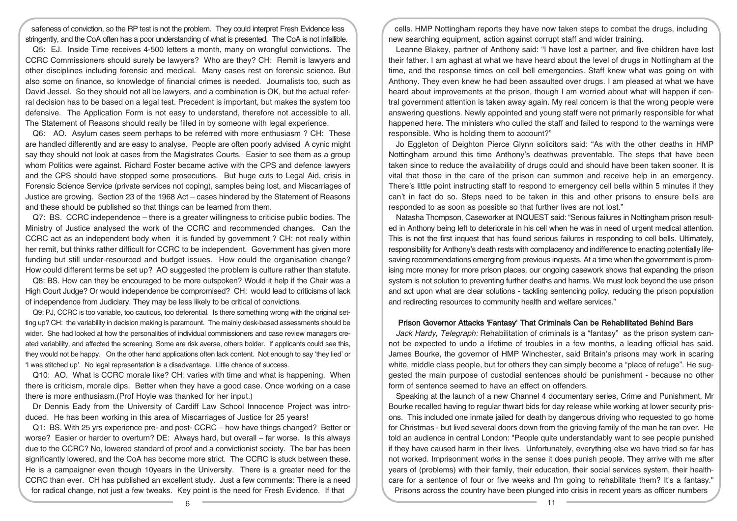safeness of conviction, so the RP test is not the problem. They could interpret Fresh Evidence less stringently, and the CoA often has a poor understanding of what is presented. The CoA is not infallible.

Q5: EJ. Inside Time receives 4-500 letters a month, many on wrongful convictions. The CCRC Commissioners should surely be lawyers? Who are they? CH: Remit is lawyers and other disciplines including forensic and medical. Many cases rest on forensic science. But also some on finance, so knowledge of financial crimes is needed. Journalists too, such as David Jessel. So they should not all be lawyers, and a combination is OK, but the actual referral decision has to be based on a legal test. Precedent is important, but makes the system too defensive. The Application Form is not easy to understand, therefore not accessible to all. The Statement of Reasons should really be filled in by someone with legal experience.

Q6: AO. Asylum cases seem perhaps to be referred with more enthusiasm ? CH: These are handled differently and are easy to analyse. People are often poorly advised A cynic might say they should not look at cases from the Magistrates Courts. Easier to see them as a group whom Politics were against. Richard Foster became active with the CPS and defence lawyers and the CPS should have stopped some prosecutions. But huge cuts to Legal Aid, crisis in Forensic Science Service (private services not coping), samples being lost, and Miscarriages of Justice are growing. Section 23 of the 1968 Act – cases hindered by the Statement of Reasons and these should be published so that things can be learned from them.

Q7: BS. CCRC independence – there is a greater willingness to criticise public bodies. The Ministry of Justice analysed the work of the CCRC and recommended changes. Can the CCRC act as an independent body when it is funded by government ? CH: not really within her remit, but thinks rather difficult for CCRC to be independent. Government has given more funding but still under-resourced and budget issues. How could the organisation change? How could different terms be set up? AO suggested the problem is culture rather than statute.

Q8: BS. How can they be encouraged to be more outspoken? Would it help if the Chair was a High Court Judge? Or would independence be compromised? CH: would lead to criticisms of lack of independence from Judiciary. They may be less likely to be critical of convictions.

Q9: PJ, CCRC is too variable, too cautious, too deferential. Is there something wrong with the original setting up? CH: the variability in decision making is paramount. The mainly desk-based assessments should be wider. She had looked at how the personalities of individual commissioners and case review managers created variability, and affected the screening. Some are risk averse, others bolder. If applicants could see this, they would not be happy. On the other hand applications often lack content. Not enough to say 'they lied' or 'I was stitched up'. No legal representation is a disadvantage. Little chance of success.

Q10: AO. What is CCRC morale like? CH: varies with time and what is happening. When there is criticism, morale dips. Better when they have a good case. Once working on a case there is more enthusiasm.(Prof Hoyle was thanked for her input.)

Dr Dennis Eady from the University of Cardiff Law School Innocence Project was introduced. He has been working in this area of Miscarriages of Justice for 25 years!

Q1: BS. With 25 yrs experience pre- and post- CCRC – how have things changed? Better or worse? Easier or harder to overturn? DE: Always hard, but overall – far worse. Is this always due to the CCRC? No, lowered standard of proof and a convictionist society. The bar has been significantly lowered, and the CoA has become more strict. The CCRC is stuck between these. He is a campaigner even though 10years in the University. There is a greater need for the CCRC than ever. CH has published an excellent study. Just a few comments: There is a need for radical change, not just a few tweaks. Key point is the need for Fresh Evidence. If that

cells. HMP Nottingham reports they have now taken steps to combat the drugs, including new searching equipment, action against corrupt staff and wider training.

Leanne Blakey, partner of Anthony said: "I have lost a partner, and five children have lost their father. I am aghast at what we have heard about the level of drugs in Nottingham at the time, and the response times on cell bell emergencies. Staff knew what was going on with Anthony. They even knew he had been assaulted over drugs. I am pleased at what we have heard about improvements at the prison, though I am worried about what will happen if central government attention is taken away again. My real concern is that the wrong people were answering questions. Newly appointed and young staff were not primarily responsible for what happened here. The ministers who culled the staff and failed to respond to the warnings were responsible. Who is holding them to account?"

Jo Eggleton of Deighton Pierce Glynn solicitors said: "As with the other deaths in HMP Nottingham around this time Anthony's deathwas preventable. The steps that have been taken since to reduce the availability of drugs could and should have been taken sooner. It is vital that those in the care of the prison can summon and receive help in an emergency. There's little point instructing staff to respond to emergency cell bells within 5 minutes if they can't in fact do so. Steps need to be taken in this and other prisons to ensure bells are responded to as soon as possible so that further lives are not lost."

Natasha Thompson, Caseworker at INQUEST said: "Serious failures in Nottingham prison resulted in Anthony being left to deteriorate in his cell when he was in need of urgent medical attention. This is not the first inquest that has found serious failures in responding to cell bells. Ultimately, responsibility for Anthony's death rests with complacency and indifference to enacting potentially life-saving recommendations emerging from previous inquests. At a time when the government is promising more money for more prison places, our ongoing casework shows that expanding the prison system is not solution to preventing further deaths and harms. We must look beyond the use prison and act upon what are clear solutions - tackling sentencing policy, reducing the prison population and redirecting resources to community health and welfare services."

### Prison Governor Attacks 'Fantasy' That Criminals Can be Rehabilitated Behind Bars

*Jack Hardy, Telegraph:* Rehabilitation of criminals is a "fantasy" as the prison system cannot be expected to undo a lifetime of troubles in a few months, a leading official has said. James Bourke, the governor of HMP Winchester, said Britain's prisons may work in scaring white, middle class people, but for others they can simply become a "place of refuge". He suggested the main purpose of custodial sentences should be punishment - because no other form of sentence seemed to have an effect on offenders.

Speaking at the launch of a new Channel 4 documentary series, Crime and Punishment, Mr Bourke recalled having to regular thwart bids for day release while working at lower security prisons. This included one inmate jailed for death by dangerous driving who requested to go home for Christmas - but lived several doors down from the grieving family of the man he ran over. He told an audience in central London: "People quite understandably want to see people punished if they have caused harm in their lives. Unfortunately, everything else we have tried so far has not worked. Imprisonment works in the sense it does punish people. They arrive with me after years of (problems) with their family, their education, their social services system, their healthcare for a sentence of four or five weeks and I'm going to rehabilitate them? It's a fantasy."

Prisons across the country have been plunged into crisis in recent years as officer numbers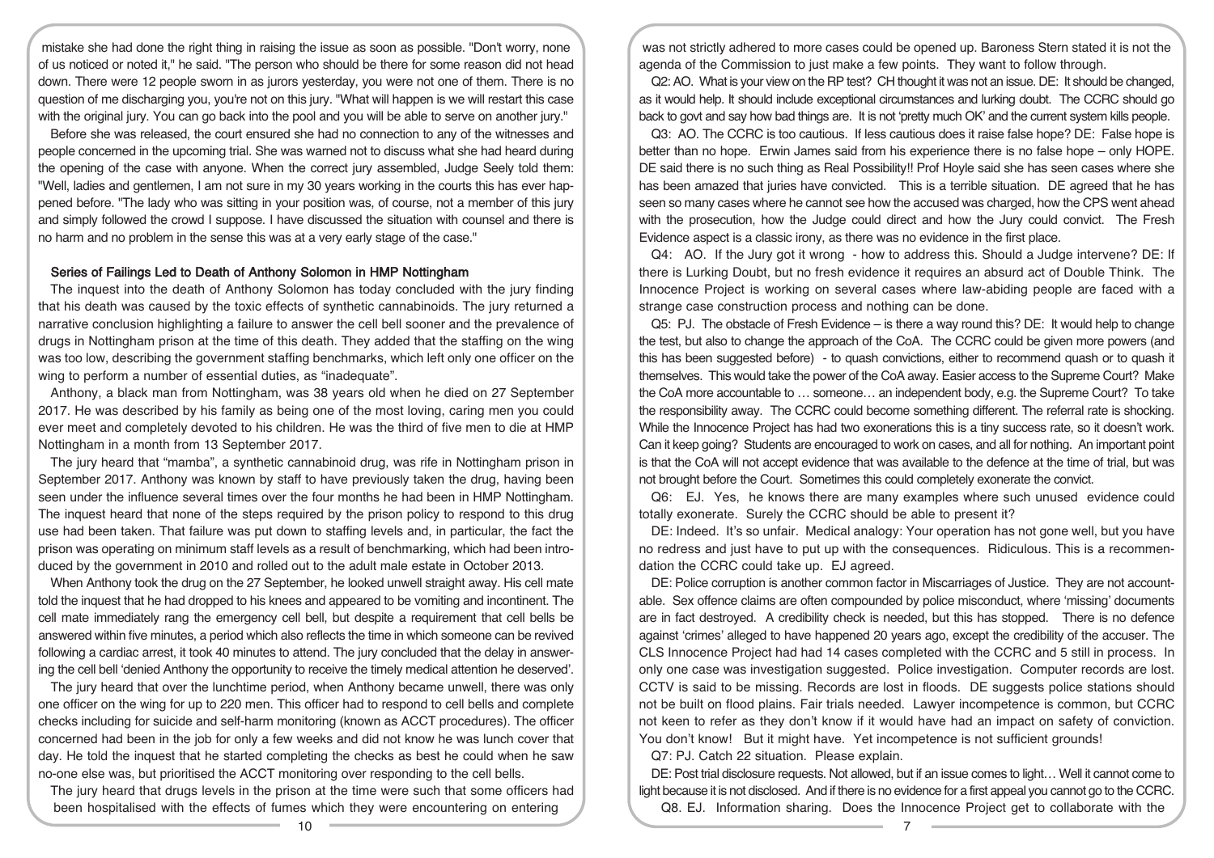mistake she had done the right thing in raising the issue as soon as possible. "Don't worry, none of us noticed or noted it," he said. "The person who should be there for some reason did not head down. There were 12 people sworn in as jurors yesterday, you were not one of them. There is no question of me discharging you, you're not on this jury. "What will happen is we will restart this case with the original jury. You can go back into the pool and you will be able to serve on another jury."

Before she was released, the court ensured she had no connection to any of the witnesses and people concerned in the upcoming trial. She was warned not to discuss what she had heard during the opening of the case with anyone. When the correct jury assembled, Judge Seely told them: "Well, ladies and gentlemen, I am not sure in my 30 years working in the courts this has ever happened before. "The lady who was sitting in your position was, of course, not a member of this jury and simply followed the crowd I suppose. I have discussed the situation with counsel and there is no harm and no problem in the sense this was at a very early stage of the case."

## Series of Failings Led to Death of Anthony Solomon in HMP Nottingham

The inquest into the death of Anthony Solomon has today concluded with the jury finding that his death was caused by the toxic effects of synthetic cannabinoids. The jury returned a narrative conclusion highlighting a failure to answer the cell bell sooner and the prevalence of drugs in Nottingham prison at the time of this death. They added that the staffing on the wing was too low, describing the government staffing benchmarks, which left only one officer on the wing to perform a number of essential duties, as "inadequate".

Anthony, a black man from Nottingham, was 38 years old when he died on 27 September 2017. He was described by his family as being one of the most loving, caring men you could ever meet and completely devoted to his children. He was the third of five men to die at HMP Nottingham in a month from 13 September 2017.

The jury heard that "mamba", a synthetic cannabinoid drug, was rife in Nottingham prison in September 2017. Anthony was known by staff to have previously taken the drug, having been seen under the influence several times over the four months he had been in HMP Nottingham. The inquest heard that none of the steps required by the prison policy to respond to this drug use had been taken. That failure was put down to staffing levels and, in particular, the fact the prison was operating on minimum staff levels as a result of benchmarking, which had been introduced by the government in 2010 and rolled out to the adult male estate in October 2013.

When Anthony took the drug on the 27 September, he looked unwell straight away. His cell mate told the inquest that he had dropped to his knees and appeared to be vomiting and incontinent. The cell mate immediately rang the emergency cell bell, but despite a requirement that cell bells be answered within five minutes, a period which also reflects the time in which someone can be revived following a cardiac arrest, it took 40 minutes to attend. The jury concluded that the delay in answering the cell bell 'denied Anthony the opportunity to receive the timely medical attention he deserved'.

The jury heard that over the lunchtime period, when Anthony became unwell, there was only one officer on the wing for up to 220 men. This officer had to respond to cell bells and complete checks including for suicide and self-harm monitoring (known as ACCT procedures). The officer concerned had been in the job for only a few weeks and did not know he was lunch cover that day. He told the inquest that he started completing the checks as best he could when he saw no-one else was, but prioritised the ACCT monitoring over responding to the cell bells.

The jury heard that drugs levels in the prison at the time were such that some officers had been hospitalised with the effects of fumes which they were encountering on entering

was not strictly adhered to more cases could be opened up. Baroness Stern stated it is not the agenda of the Commission to just make a few points. They want to follow through.

Q2: AO. What is your view on the RP test? CH thought it was not an issue. DE: It should be changed, as it would help. It should include exceptional circumstances and lurking doubt. The CCRC should go back to govt and say how bad things are. It is not 'pretty much OK' and the current system kills people.

Q3: AO. The CCRC is too cautious. If less cautious does it raise false hope? DE: False hope is better than no hope. Erwin James said from his experience there is no false hope – only HOPE. DE said there is no such thing as Real Possibility!! Prof Hoyle said she has seen cases where she has been amazed that juries have convicted. This is a terrible situation. DE agreed that he has seen so many cases where he cannot see how the accused was charged, how the CPS went ahead with the prosecution, how the Judge could direct and how the Jury could convict. The Fresh Evidence aspect is a classic irony, as there was no evidence in the first place.

Q4: AO. If the Jury got it wrong - how to address this. Should a Judge intervene? DE: If there is Lurking Doubt, but no fresh evidence it requires an absurd act of Double Think. The Innocence Project is working on several cases where law-abiding people are faced with a strange case construction process and nothing can be done.

Q5: PJ. The obstacle of Fresh Evidence – is there a way round this? DE: It would help to change the test, but also to change the approach of the CoA. The CCRC could be given more powers (and this has been suggested before) - to quash convictions, either to recommend quash or to quash it themselves. This would take the power of the CoA away. Easier access to the Supreme Court? Make the CoA more accountable to … someone… an independent body, e.g. the Supreme Court? To take the responsibility away. The CCRC could become something different. The referral rate is shocking. While the Innocence Project has had two exonerations this is a tiny success rate, so it doesn't work. Can it keep going? Students are encouraged to work on cases, and all for nothing. An important point is that the CoA will not accept evidence that was available to the defence at the time of trial, but was not brought before the Court. Sometimes this could completely exonerate the convict.

Q6: EJ. Yes, he knows there are many examples where such unused evidence could totally exonerate. Surely the CCRC should be able to present it?

DE: Indeed. It's so unfair. Medical analogy: Your operation has not gone well, but you have no redress and just have to put up with the consequences. Ridiculous. This is a recommendation the CCRC could take up. EJ agreed.

DE: Police corruption is another common factor in Miscarriages of Justice. They are not accountable. Sex offence claims are often compounded by police misconduct, where 'missing' documents are in fact destroyed. A credibility check is needed, but this has stopped. There is no defence against 'crimes' alleged to have happened 20 years ago, except the credibility of the accuser. The CLS Innocence Project had had 14 cases completed with the CCRC and 5 still in process. In only one case was investigation suggested. Police investigation. Computer records are lost. CCTV is said to be missing. Records are lost in floods. DE suggests police stations should not be built on flood plains. Fair trials needed. Lawyer incompetence is common, but CCRC not keen to refer as they don't know if it would have had an impact on safety of conviction. You don't know! But it might have. Yet incompetence is not sufficient grounds!

Q7: PJ. Catch 22 situation. Please explain.

DE: Post trial disclosure requests. Not allowed, but if an issue comes to light… Well it cannot come to light because it is not disclosed. And if there is no evidence for a first appeal you cannot go to the CCRC.

Q8. EJ. Information sharing. Does the Innocence Project get to collaborate with the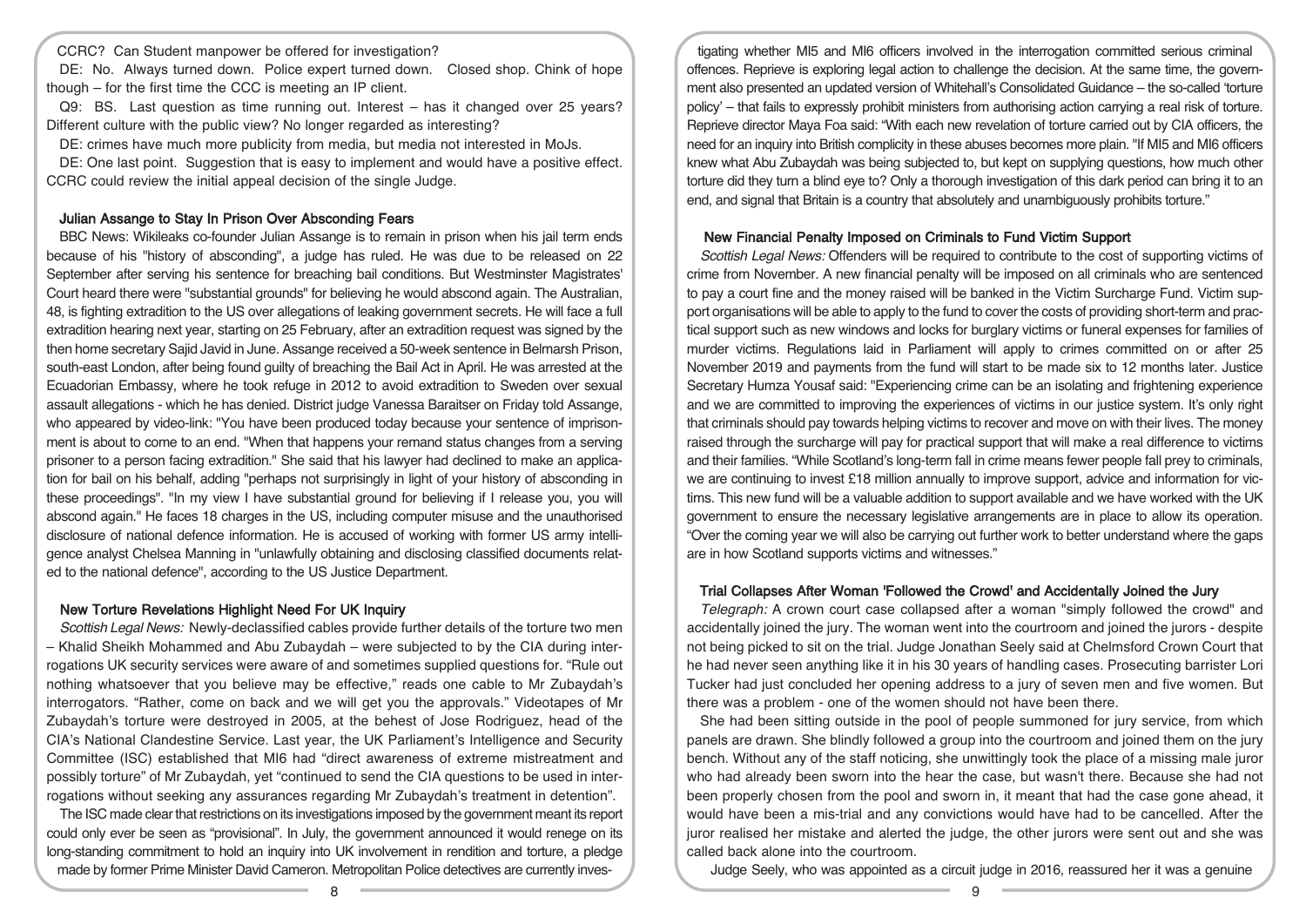CCRC? Can Student manpower be offered for investigation?

DE: No. Always turned down. Police expert turned down. Closed shop. Chink of hope though – for the first time the CCC is meeting an IP client.

Q9: BS. Last question as time running out. Interest – has it changed over 25 years? Different culture with the public view? No longer regarded as interesting?

DE: crimes have much more publicity from media, but media not interested in MoJs.

DE: One last point. Suggestion that is easy to implement and would have a positive effect. CCRC could review the initial appeal decision of the single Judge.

### Julian Assange to Stay In Prison Over Absconding Fears

BBC News: Wikileaks co-founder Julian Assange is to remain in prison when his jail term ends because of his "history of absconding", a judge has ruled. He was due to be released on 22 September after serving his sentence for breaching bail conditions. But Westminster Magistrates' Court heard there were "substantial grounds" for believing he would abscond again. The Australian, 48, is fighting extradition to the US over allegations of leaking government secrets. He will face a full extradition hearing next year, starting on 25 February, after an extradition request was signed by the then home secretary Sajid Javid in June. Assange received a 50-week sentence in Belmarsh Prison, south-east London, after being found guilty of breaching the Bail Act in April. He was arrested at the Ecuadorian Embassy, where he took refuge in 2012 to avoid extradition to Sweden over sexual assault allegations - which he has denied. District judge Vanessa Baraitser on Friday told Assange, who appeared by video-link: "You have been produced today because your sentence of imprisonment is about to come to an end. "When that happens your remand status changes from a serving prisoner to a person facing extradition." She said that his lawyer had declined to make an application for bail on his behalf, adding "perhaps not surprisingly in light of your history of absconding in these proceedings". "In my view I have substantial ground for believing if I release you, you will abscond again." He faces 18 charges in the US, including computer misuse and the unauthorised disclosure of national defence information. He is accused of working with former US army intelligence analyst Chelsea Manning in "unlawfully obtaining and disclosing classified documents related to the national defence", according to the US Justice Department.

### New Torture Revelations Highlight Need For UK Inquiry

*Scottish Legal News:* Newly-declassified cables provide further details of the torture two men – Khalid Sheikh Mohammed and Abu Zubaydah – were subjected to by the CIA during interrogations UK security services were aware of and sometimes supplied questions for. "Rule out nothing whatsoever that you believe may be effective," reads one cable to Mr Zubaydah's interrogators. "Rather, come on back and we will get you the approvals." Videotapes of Mr Zubaydah's torture were destroyed in 2005, at the behest of Jose Rodriguez, head of the CIA's National Clandestine Service. Last year, the UK Parliament's Intelligence and Security Committee (ISC) established that MI6 had "direct awareness of extreme mistreatment and possibly torture" of Mr Zubaydah, yet "continued to send the CIA questions to be used in interrogations without seeking any assurances regarding Mr Zubaydah's treatment in detention".

The ISC made clear that restrictions on its investigations imposed by the government meant its report could only ever be seen as "provisional". In July, the government announced it would renege on its long-standing commitment to hold an inquiry into UK involvement in rendition and torture, a pledge made by former Prime Minister David Cameron. Metropolitan Police detectives are currently investigating whether MI5 and MI6 officers involved in the interrogation committed serious criminal offences. Reprieve is exploring legal action to challenge the decision. At the same time, the government also presented an updated version of Whitehall's Consolidated Guidance – the so-called 'torture policy' – that fails to expressly prohibit ministers from authorising action carrying a real risk of torture. Reprieve director Maya Foa said: "With each new revelation of torture carried out by CIA officers, the need for an inquiry into British complicity in these abuses becomes more plain. "If MI5 and MI6 officers knew what Abu Zubaydah was being subjected to, but kept on supplying questions, how much other torture did they turn a blind eye to? Only a thorough investigation of this dark period can bring it to an end, and signal that Britain is a country that absolutely and unambiguously prohibits torture."

### New Financial Penalty Imposed on Criminals to Fund Victim Support

*Scottish Legal News:* Offenders will be required to contribute to the cost of supporting victims of crime from November. A new financial penalty will be imposed on all criminals who are sentenced to pay a court fine and the money raised will be banked in the Victim Surcharge Fund. Victim support organisations will be able to apply to the fund to cover the costs of providing short-term and practical support such as new windows and locks for burglary victims or funeral expenses for families of murder victims. Regulations laid in Parliament will apply to crimes committed on or after 25 November 2019 and payments from the fund will start to be made six to 12 months later. Justice Secretary Humza Yousaf said: "Experiencing crime can be an isolating and frightening experience and we are committed to improving the experiences of victims in our justice system. It's only right that criminals should pay towards helping victims to recover and move on with their lives. The money raised through the surcharge will pay for practical support that will make a real difference to victims and their families. "While Scotland's long-term fall in crime means fewer people fall prey to criminals, we are continuing to invest £18 million annually to improve support, advice and information for victims. This new fund will be a valuable addition to support available and we have worked with the UK government to ensure the necessary legislative arrangements are in place to allow its operation. "Over the coming year we will also be carrying out further work to better understand where the gaps are in how Scotland supports victims and witnesses."

### Trial Collapses After Woman 'Followed the Crowd' and Accidentally Joined the Jury

*Telegraph:* A crown court case collapsed after a woman "simply followed the crowd" and accidentally joined the jury. The woman went into the courtroom and joined the jurors - despite not being picked to sit on the trial. Judge Jonathan Seely said at Chelmsford Crown Court that he had never seen anything like it in his 30 years of handling cases. Prosecuting barrister Lori Tucker had just concluded her opening address to a jury of seven men and five women. But there was a problem - one of the women should not have been there.

She had been sitting outside in the pool of people summoned for jury service, from which panels are drawn. She blindly followed a group into the courtroom and joined them on the jury bench. Without any of the staff noticing, she unwittingly took the place of a missing male juror who had already been sworn into the hear the case, but wasn't there. Because she had not been properly chosen from the pool and sworn in, it meant that had the case gone ahead, it would have been a mis-trial and any convictions would have had to be cancelled. After the juror realised her mistake and alerted the judge, the other jurors were sent out and she was called back alone into the courtroom.

Judge Seely, who was appointed as a circuit judge in 2016, reassured her it was a genuine